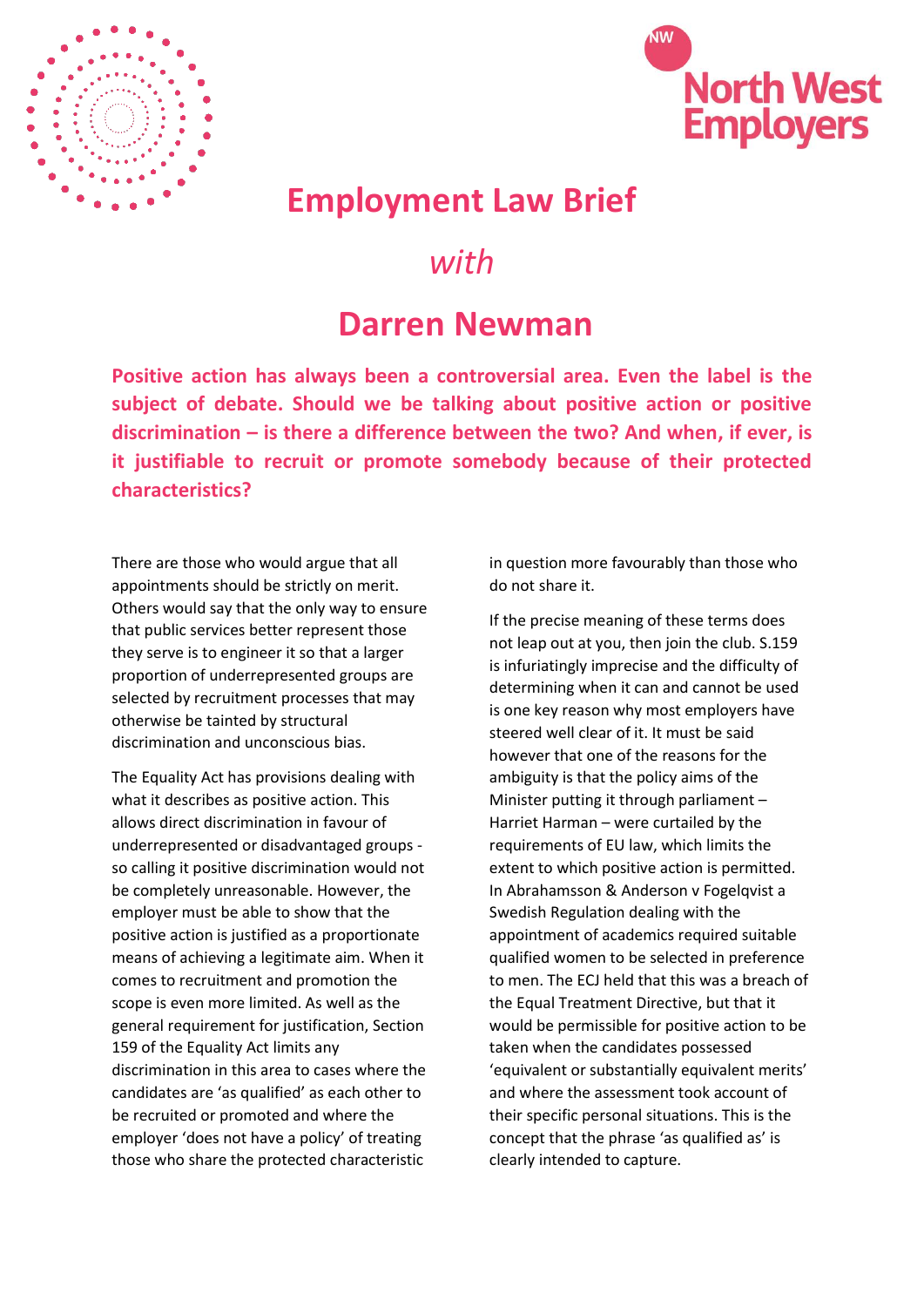# Employment Law Brief

*with*

# Darren Newman

**Positive action has always been a controversial area. Even the label is the subject of debate. Should we be talking about positive action or positive discrimination – is there a difference between the two? And when, if ever, is it justifiable to recruit or promote somebody because of their protected characteristics?**

There are those who would argue that all appointments should be strictly on merit. Others would say that the only way to ensure that public services better represent those they serve is to engineer it so that a larger proportion of underrepresented groups are selected by recruitment processes that may otherwise be tainted by structural discrimination and unconscious bias.

The Equality Act has provisions dealing with what it describes as positive action. This allows direct discrimination in favour of underrepresented or disadvantaged groups - so calling it positive discrimination would not be completely unreasonable. However, the employer must be able to show that the positive action is justified as a proportionate means of achieving a legitimate aim. When it comes to recruitment and promotion the scope is even more limited. As well as the general requirement for justification, Section 159 of the Equality Act limits any discrimination in this area to cases where the candidates are 'as qualified' as each other to be recruited or promoted and where the employer 'does not have a policy' of treating those who share the protected characteristic in question more favourably than those who do not share it.

If the precise meaning of these terms does not leap out at you, then join the club. S.159 is infuriatingly imprecise and the difficulty of determining when it can and cannot be used is one key reason why most employers have steered well clear of it. It must be said however that one of the reasons for the ambiguity is that the policy aims of the Minister putting it through parliament – Harriet Harman – were curtailed by the requirements of EU law, which limits the extent to which positive action is permitted. In Abrahamsson & Anderson v Fogelqvist a Swedish Regulation dealing with the appointment of academics required suitable qualified women to be selected in preference to men. The ECJ held that this was a breach of the Equal Treatment Directive, but that it would be permissible for positive action to be taken when the candidates possessed 'equivalent or substantially equivalent merits' and where the assessment took account of their specific personal situations. This is the concept that the phrase 'as qualified as' is clearly intended to capture.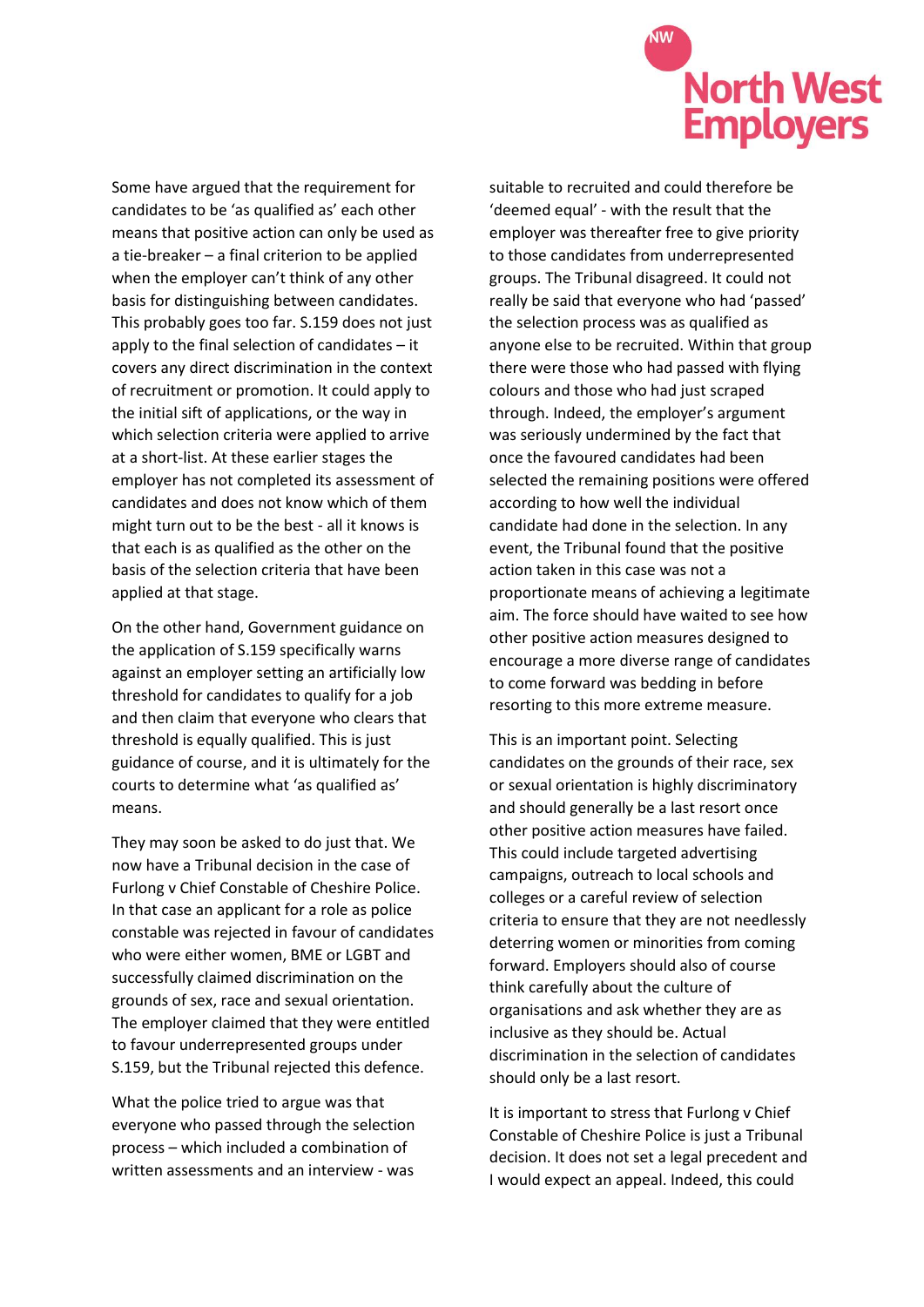Some have argued that the requirement for candidates to be 'as qualified as' each other means that positive action can only be used as a tie-breaker – a final criterion to be applied when the employer can't think of any other basis for distinguishing between candidates. This probably goes too far. S.159 does not just apply to the final selection of candidates – it covers any direct discrimination in the context of recruitment or promotion. It could apply to the initial sift of applications, or the way in which selection criteria were applied to arrive at a short-list. At these earlier stages the employer has not completed its assessment of candidates and does not know which of them might turn out to be the best - all it knows is that each is as qualified as the other on the basis of the selection criteria that have been applied at that stage.

On the other hand, Government guidance on the application of S.159 specifically warns against an employer setting an artificially low threshold for candidates to qualify for a job and then claim that everyone who clears that threshold is equally qualified. This is just guidance of course, and it is ultimately for the courts to determine what 'as qualified as' means.

They may soon be asked to do just that. We now have a Tribunal decision in the case of Furlong v Chief Constable of Cheshire Police. In that case an applicant for a role as police constable was rejected in favour of candidates who were either women, BME or LGBT and successfully claimed discrimination on the grounds of sex, race and sexual orientation. The employer claimed that they were entitled to favour underrepresented groups under S.159, but the Tribunal rejected this defence.

What the police tried to argue was that everyone who passed through the selection process – which included a combination of written assessments and an interview - was suitable to recruited and could therefore be 'deemed equal' - with the result that the employer was thereafter free to give priority to those candidates from underrepresented groups. The Tribunal disagreed. It could not really be said that everyone who had 'passed' the selection process was as qualified as anyone else to be recruited. Within that group there were those who had passed with flying colours and those who had just scraped through. Indeed, the employer's argument was seriously undermined by the fact that once the favoured candidates had been selected the remaining positions were offered according to how well the individual candidate had done in the selection. In any event, the Tribunal found that the positive action taken in this case was not a proportionate means of achieving a legitimate aim. The force should have waited to see how other positive action measures designed to encourage a more diverse range of candidates to come forward was bedding in before resorting to this more extreme measure.

This is an important point. Selecting candidates on the grounds of their race, sex or sexual orientation is highly discriminatory and should generally be a last resort once other positive action measures have failed. This could include targeted advertising campaigns, outreach to local schools and colleges or a careful review of selection criteria to ensure that they are not needlessly deterring women or minorities from coming forward. Employers should also of course think carefully about the culture of organisations and ask whether they are as inclusive as they should be. Actual discrimination in the selection of candidates should only be a last resort.

It is important to stress that Furlong v Chief Constable of Cheshire Police is just a Tribunal decision. It does not set a legal precedent and I would expect an appeal. Indeed, this could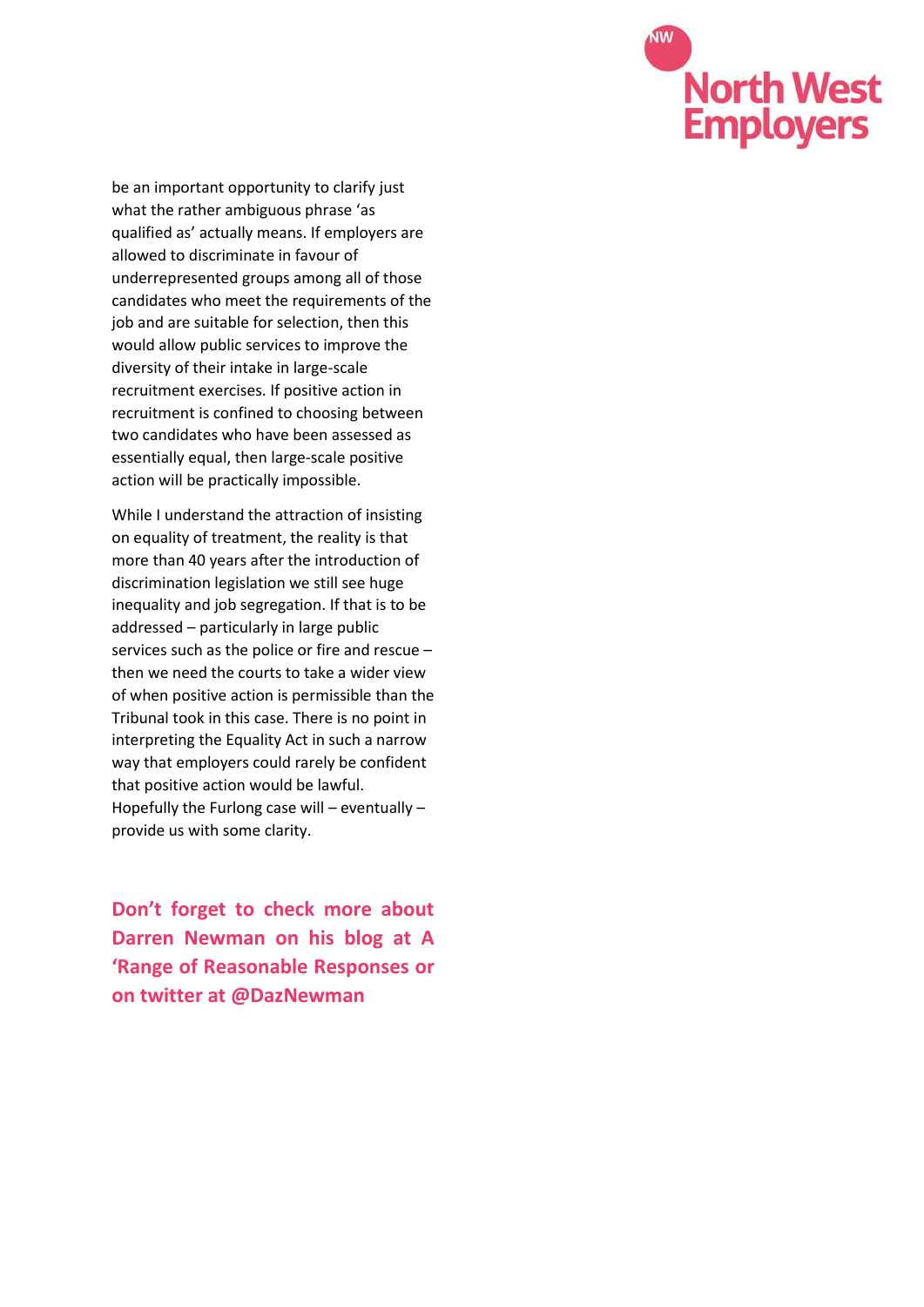be an important opportunity to clarify just what the rather ambiguous phrase 'as qualified as' actually means. If employers are allowed to discriminate in favour of underrepresented groups among all of those candidates who meet the requirements of the job and are suitable for selection, then this would allow public services to improve the diversity of their intake in large-scale recruitment exercises. If positive action in recruitment is confined to choosing between two candidates who have been assessed as essentially equal, then large-scale positive action will be practically impossible.

While I understand the attraction of insisting on equality of treatment, the reality is that more than 40 years after the introduction of discrimination legislation we still see huge inequality and job segregation. If that is to be addressed – particularly in large public services such as the police or fire and rescue – then we need the courts to take a wider view of when positive action is permissible than the Tribunal took in this case. There is no point in interpreting the Equality Act in such a narrow way that employers could rarely be confident that positive action would be lawful. Hopefully the Furlong case will – eventually – provide us with some clarity.

**Don't forget to check more about Darren Newman on his blog at A 'Range of Reasonable Responses or on twitter at @DazNewman**